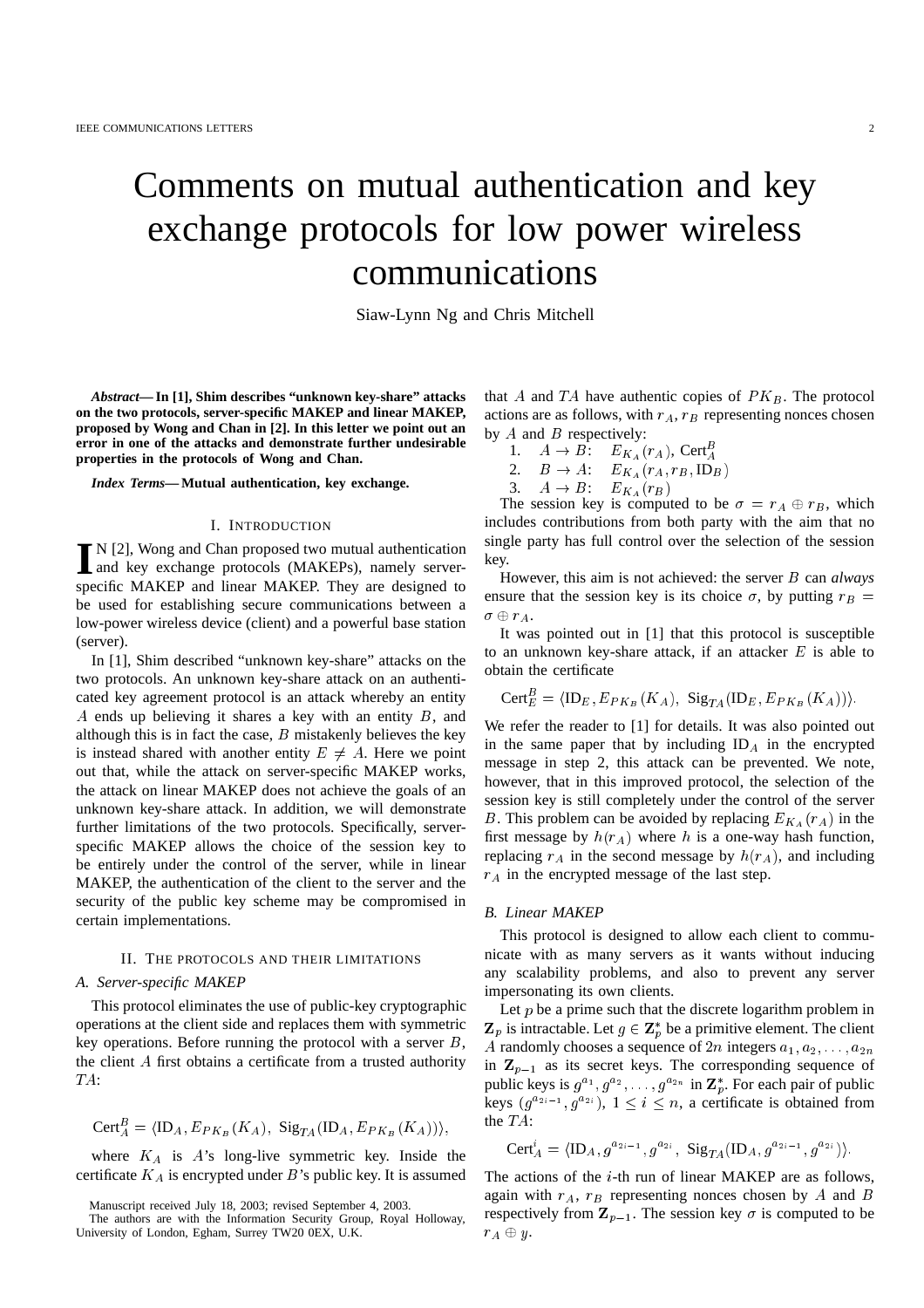# Comments on mutual authentication and key exchange protocols for low power wireless communications

Siaw-Lynn Ng and Chris Mitchell

***Abstract*— In [1], Shim describes "unknown key-share" attacks on the two protocols, server-specific MAKEP and linear MAKEP, proposed by Wong and Chan in [2]. In this letter we point out an error in one of the attacks and demonstrate further undesirable properties in the protocols of Wong and Chan.**

***Index Terms*— Mutual authentication, key exchange.**

## I. Introduction

In [2], Wong and Chan proposed two mutual authentication and key exchange protocols (MAKEPs), namely server-specific MAKEP and linear MAKEP. They are designed to be used for establishing secure communications between a low-power wireless device (client) and a powerful base station (server).

In [1], Shim described "unknown key-share" attacks on the two protocols. An unknown key-share attack on an authenticated key agreement protocol is an attack whereby an entity $A$ ends up believing it shares a key with an entity $B$, and although this is in fact the case, $B$ mistakenly believes the key is instead shared with another entity $E \neq A$. Here we point out that, while the attack on server-specific MAKEP works, the attack on linear MAKEP does not achieve the goals of an unknown key-share attack. In addition, we will demonstrate further limitations of the two protocols. Specifically, server-specific MAKEP allows the choice of the session key to be entirely under the control of the server, while in linear MAKEP, the authentication of the client to the server and the security of the public key scheme may be compromised in certain implementations.

## II. The protocols and their limitations

### A. Server-specific MAKEP

This protocol eliminates the use of public-key cryptographic operations at the client side and replaces them with symmetric key operations. Before running the protocol with a server $B$, the client $A$ first obtains a certificate from a trusted authority $TA$:

$$\mathrm{Cert}_A^B = \langle \mathrm{ID}_A, E_{PK_B}(K_A),\ \mathrm{Sig}_{TA}(\mathrm{ID}_A, E_{PK_B}(K_A))\rangle,$$

where $K_A$ is $A$'s long-live symmetric key. Inside the certificate $K_A$ is encrypted under $B$'s public key. It is assumed that $A$ and $TA$ have authentic copies of $PK_B$. The protocol actions are as follows, with $r_A, r_B$ representing nonces chosen by $A$ and $B$ respectively:

1. $A \rightarrow B$: $E_{K_A}(r_A)$, $\mathrm{Cert}_A^B$
2. $B \rightarrow A$: $E_{K_A}(r_A, r_B, \mathrm{ID}_B)$
3. $A \rightarrow B$: $E_{K_A}(r_B)$

The session key is computed to be $\sigma = r_A \oplus r_B$, which includes contributions from both party with the aim that no single party has full control over the selection of the session key.

However, this aim is not achieved: the server $B$ can *always* ensure that the session key is its choice $\sigma$, by putting $r_B = \sigma \oplus r_A$.

It was pointed out in [1] that this protocol is susceptible to an unknown key-share attack, if an attacker $E$ is able to obtain the certificate

$$\mathrm{Cert}_E^B = \langle \mathrm{ID}_E, E_{PK_B}(K_A),\ \mathrm{Sig}_{TA}(\mathrm{ID}_E, E_{PK_B}(K_A))\rangle.$$

We refer the reader to [1] for details. It was also pointed out in the same paper that by including $\mathrm{ID}_A$ in the encrypted message in step 2, this attack can be prevented. We note, however, that in this improved protocol, the selection of the session key is still completely under the control of the server $B$. This problem can be avoided by replacing $E_{K_A}(r_A)$ in the first message by $h(r_A)$ where $h$ is a one-way hash function, replacing $r_A$ in the second message by $h(r_A)$, and including $r_A$ in the encrypted message of the last step.

### B. Linear MAKEP

This protocol is designed to allow each client to communicate with as many servers as it wants without inducing any scalability problems, and also to prevent any server impersonating its own clients.

Let $p$ be a prime such that the discrete logarithm problem in $\mathbf{Z}_p$ is intractable. Let $g \in \mathbf{Z}_p^*$ be a primitive element. The client $A$ randomly chooses a sequence of $2n$ integers $a_1, a_2, \ldots, a_{2n}$ in $\mathbf{Z}_{p-1}$ as its secret keys. The corresponding sequence of public keys is $g^{a_1}, g^{a_2}, \ldots, g^{a_{2n}}$ in $\mathbf{Z}_p^*$. For each pair of public keys $(g^{a_{2i-1}}, g^{a_{2i}})$, $1 \leq i \leq n$, a certificate is obtained from the $TA$:

$$\mathrm{Cert}_A^i = \langle \mathrm{ID}_A, g^{a_{2i-1}}, g^{a_{2i}},\ \mathrm{Sig}_{TA}(\mathrm{ID}_A, g^{a_{2i-1}}, g^{a_{2i}})\rangle.$$

The actions of the $i$-th run of linear MAKEP are as follows, again with $r_A$, $r_B$ representing nonces chosen by $A$ and $B$ respectively from $\mathbf{Z}_{p-1}$. The session key $\sigma$ is computed to be $r_A \oplus y$.

Manuscript received July 18, 2003; revised September 4, 2003.

The authors are with the Information Security Group, Royal Holloway, University of London, Egham, Surrey TW20 0EX, U.K.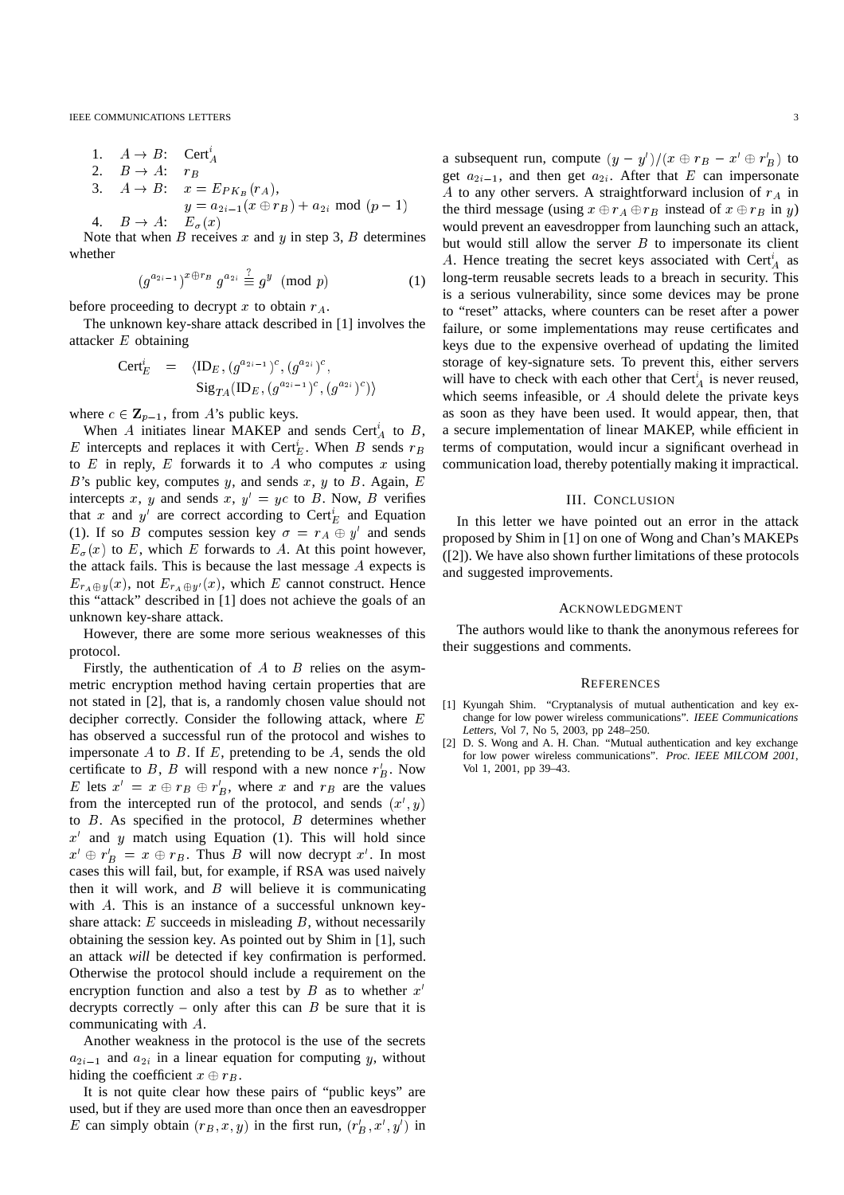1. $A \to B$: $\text{Cert}_A^i$
2. $B \to A$: $r_B$
3. $A \to B$: $x = E_{PK_B}(r_A)$,
   $y = a_{2i-1}(x \oplus r_B) + a_{2i} \bmod (p-1)$
4. $B \to A$: $E_\sigma(x)$

Note that when $B$ receives $x$ and $y$ in step 3, $B$ determines whether

$$(g^{a_{2i-1}})^{x \oplus r_B} g^{a_{2i}} \stackrel{?}{\equiv} g^y \pmod{p} \tag{1}$$

before proceeding to decrypt $x$ to obtain $r_A$.

The unknown key-share attack described in [1] involves the attacker $E$ obtaining

$$\begin{aligned} \text{Cert}_E^i &= \langle \text{ID}_E, (g^{a_{2i-1}})^c, (g^{a_{2i}})^c, \\ &\quad \text{Sig}_{TA}(\text{ID}_E, (g^{a_{2i-1}})^c, (g^{a_{2i}})^c) \rangle \end{aligned}$$

where $c \in \mathbf{Z}_{p-1}$, from $A$'s public keys.

When $A$ initiates linear MAKEP and sends $\text{Cert}_A^i$ to $B$, $E$ intercepts and replaces it with $\text{Cert}_E^i$. When $B$ sends $r_B$ to $E$ in reply, $E$ forwards it to $A$ who computes $x$ using $B$'s public key, computes $y$, and sends $x$, $y$ to $B$. Again, $E$ intercepts $x$, $y$ and sends $x$, $y' = yc$ to $B$. Now, $B$ verifies that $x$ and $y'$ are correct according to $\text{Cert}_E^i$ and Equation (1). If so $B$ computes session key $\sigma = r_A \oplus y'$ and sends $E_\sigma(x)$ to $E$, which $E$ forwards to $A$. At this point however, the attack fails. This is because the last message $A$ expects is $E_{r_A \oplus y}(x)$, not $E_{r_A \oplus y'}(x)$, which $E$ cannot construct. Hence this "attack" described in [1] does not achieve the goals of an unknown key-share attack.

However, there are some more serious weaknesses of this protocol.

Firstly, the authentication of $A$ to $B$ relies on the asymmetric encryption method having certain properties that are not stated in [2], that is, a randomly chosen value should not decipher correctly. Consider the following attack, where $E$ has observed a successful run of the protocol and wishes to impersonate $A$ to $B$. If $E$, pretending to be $A$, sends the old certificate to $B$, $B$ will respond with a new nonce $r_B'$. Now $E$ lets $x' = x \oplus r_B \oplus r_B'$, where $x$ and $r_B$ are the values from the intercepted run of the protocol, and sends $(x', y)$ to $B$. As specified in the protocol, $B$ determines whether $x'$ and $y$ match using Equation (1). This will hold since $x' \oplus r_B' = x \oplus r_B$. Thus $B$ will now decrypt $x'$. In most cases this will fail, but, for example, if RSA was used naively then it will work, and $B$ will believe it is communicating with $A$. This is an instance of a successful unknown key-share attack: $E$ succeeds in misleading $B$, without necessarily obtaining the session key. As pointed out by Shim in [1], such an attack *will* be detected if key confirmation is performed. Otherwise the protocol should include a requirement on the encryption function and also a test by $B$ as to whether $x'$ decrypts correctly – only after this can $B$ be sure that it is communicating with $A$.

Another weakness in the protocol is the use of the secrets $a_{2i-1}$ and $a_{2i}$ in a linear equation for computing $y$, without hiding the coefficient $x \oplus r_B$.

It is not quite clear how these pairs of "public keys" are used, but if they are used more than once then an eavesdropper $E$ can simply obtain $(r_B, x, y)$ in the first run, $(r_B', x', y')$ in a subsequent run, compute $(y - y')/(x \oplus r_B - x' \oplus r_B')$ to get $a_{2i-1}$, and then get $a_{2i}$. After that $E$ can impersonate $A$ to any other servers. A straightforward inclusion of $r_A$ in the third message (using $x \oplus r_A \oplus r_B$ instead of $x \oplus r_B$ in $y$) would prevent an eavesdropper from launching such an attack, but would still allow the server $B$ to impersonate its client $A$. Hence treating the secret keys associated with $\text{Cert}_A^i$ as long-term reusable secrets leads to a breach in security. This is a serious vulnerability, since some devices may be prone to "reset" attacks, where counters can be reset after a power failure, or some implementations may reuse certificates and keys due to the expensive overhead of updating the limited storage of key-signature sets. To prevent this, either servers will have to check with each other that $\text{Cert}_A^i$ is never reused, which seems infeasible, or $A$ should delete the private keys as soon as they have been used. It would appear, then, that a secure implementation of linear MAKEP, while efficient in terms of computation, would incur a significant overhead in communication load, thereby potentially making it impractical.

## III. Conclusion

In this letter we have pointed out an error in the attack proposed by Shim in [1] on one of Wong and Chan's MAKEPs ([2]). We have also shown further limitations of these protocols and suggested improvements.

## Acknowledgment

The authors would like to thank the anonymous referees for their suggestions and comments.

## References

[1] Kyungah Shim. "Cryptanalysis of mutual authentication and key exchange for low power wireless communications". *IEEE Communications Letters*, Vol 7, No 5, 2003, pp 248–250.

[2] D. S. Wong and A. H. Chan. "Mutual authentication and key exchange for low power wireless communications". *Proc. IEEE MILCOM 2001*, Vol 1, 2001, pp 39–43.